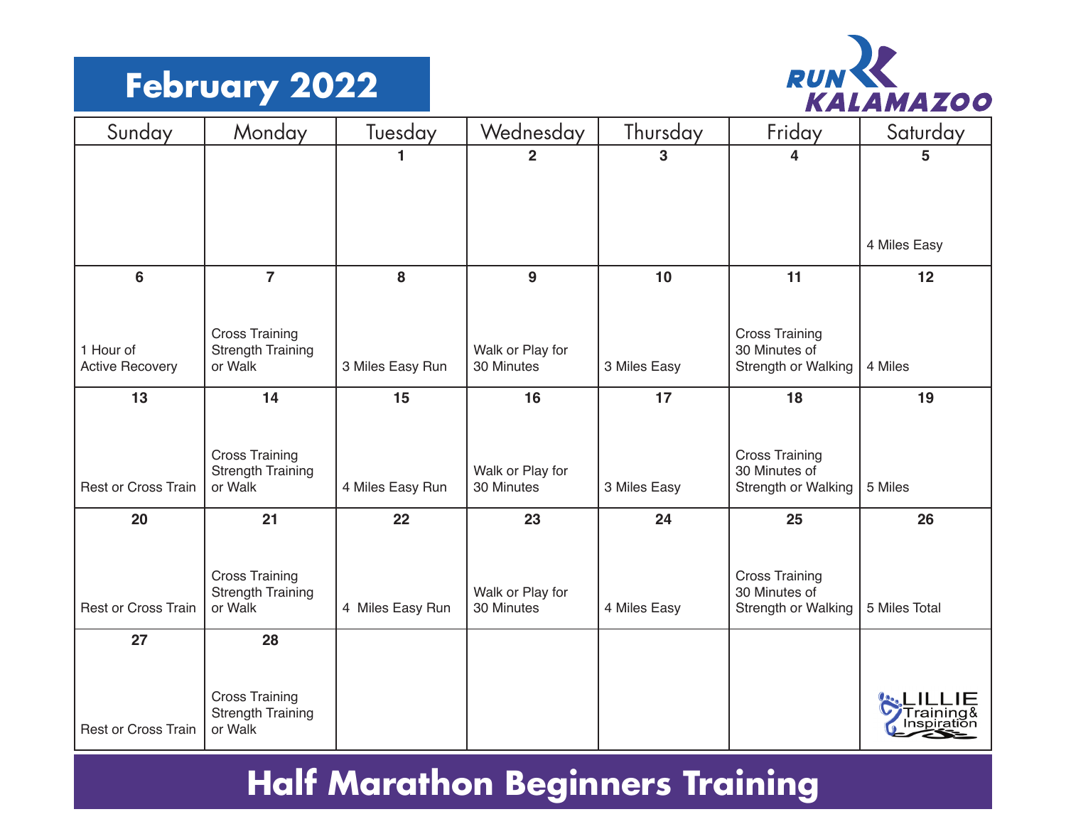# February 2022

RUN KALAMAZOO

| Sunday | Monday | Tuesday | Wednesday | Thursday | Friday | Saturday |
|---|---|---|---|---|---|---|
| | | 1 | 2 | 3 | 4 | 5<br>4 Miles Easy |
| 6<br>1 Hour of Active Recovery | 7<br>Cross Training Strength Training or Walk | 8<br>3 Miles Easy Run | 9<br>Walk or Play for 30 Minutes | 10<br>3 Miles Easy | 11<br>Cross Training 30 Minutes of Strength or Walking | 12<br>4 Miles |
| 13<br>Rest or Cross Train | 14<br>Cross Training Strength Training or Walk | 15<br>4 Miles Easy Run | 16<br>Walk or Play for 30 Minutes | 17<br>3 Miles Easy | 18<br>Cross Training 30 Minutes of Strength or Walking | 19<br>5 Miles |
| 20<br>Rest or Cross Train | 21<br>Cross Training Strength Training or Walk | 22<br>4 Miles Easy Run | 23<br>Walk or Play for 30 Minutes | 24<br>4 Miles Easy | 25<br>Cross Training 30 Minutes of Strength or Walking | 26<br>5 Miles Total |
| 27<br>Rest or Cross Train | 28<br>Cross Training Strength Training or Walk | | | | | LILLIE Training & Inspiration |

## Half Marathon Beginners Training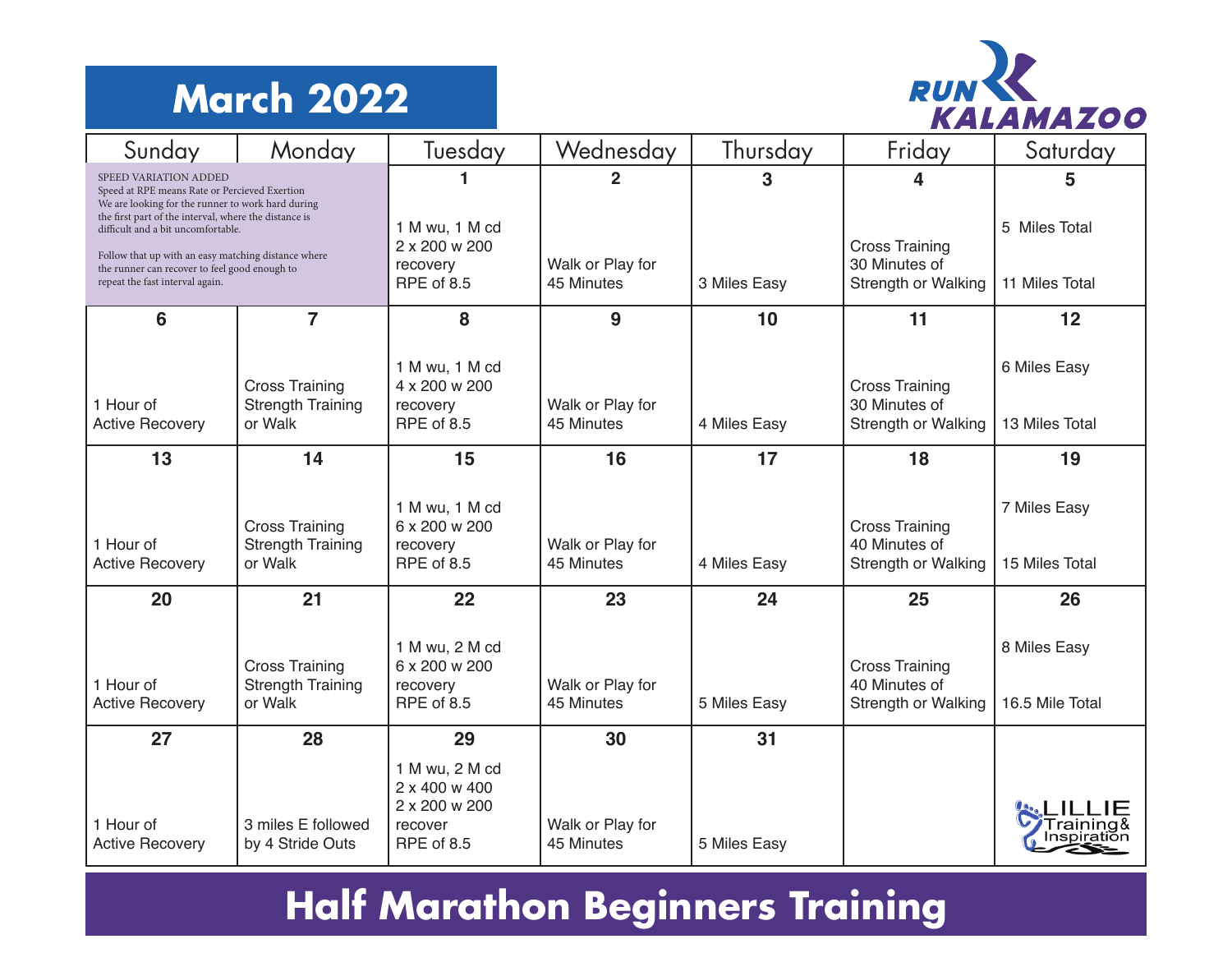# March 2022

RUN KALAMAZOO

| Sunday | Monday | Tuesday | Wednesday | Thursday | Friday | Saturday |
|---|---|---|---|---|---|---|
| SPEED VARIATION ADDED<br>Speed at RPE means Rate or Percieved Exertion<br>We are looking for the runner to work hard during the first part of the interval, where the distance is difficult and a bit uncomfortable.<br><br>Follow that up with an easy matching distance where the runner can recover to feel good enough to repeat the fast interval again. | | **1**<br>1 M wu, 1 M cd<br>2 x 200 w 200 recovery<br>RPE of 8.5 | **2**<br>Walk or Play for 45 Minutes | **3**<br>3 Miles Easy | **4**<br>Cross Training<br>30 Minutes of Strength or Walking | **5**<br>5 Miles Total<br><br>11 Miles Total |
| **6**<br>1 Hour of Active Recovery | **7**<br>Cross Training<br>Strength Training or Walk | **8**<br>1 M wu, 1 M cd<br>4 x 200 w 200 recovery<br>RPE of 8.5 | **9**<br>Walk or Play for 45 Minutes | **10**<br>4 Miles Easy | **11**<br>Cross Training<br>30 Minutes of Strength or Walking | **12**<br>6 Miles Easy<br><br>13 Miles Total |
| **13**<br>1 Hour of Active Recovery | **14**<br>Cross Training<br>Strength Training or Walk | **15**<br>1 M wu, 1 M cd<br>6 x 200 w 200 recovery<br>RPE of 8.5 | **16**<br>Walk or Play for 45 Minutes | **17**<br>4 Miles Easy | **18**<br>Cross Training<br>40 Minutes of Strength or Walking | **19**<br>7 Miles Easy<br><br>15 Miles Total |
| **20**<br>1 Hour of Active Recovery | **21**<br>Cross Training<br>Strength Training or Walk | **22**<br>1 M wu, 2 M cd<br>6 x 200 w 200 recovery<br>RPE of 8.5 | **23**<br>Walk or Play for 45 Minutes | **24**<br>5 Miles Easy | **25**<br>Cross Training<br>40 Minutes of Strength or Walking | **26**<br>8 Miles Easy<br><br>16.5 Mile Total |
| **27**<br>1 Hour of Active Recovery | **28**<br>3 miles E followed by 4 Stride Outs | **29**<br>1 M wu, 2 M cd<br>2 x 400 w 400<br>2 x 200 w 200 recover<br>RPE of 8.5 | **30**<br>Walk or Play for 45 Minutes | **31**<br>5 Miles Easy | | LILLIE Training & Inspiration |

## Half Marathon Beginners Training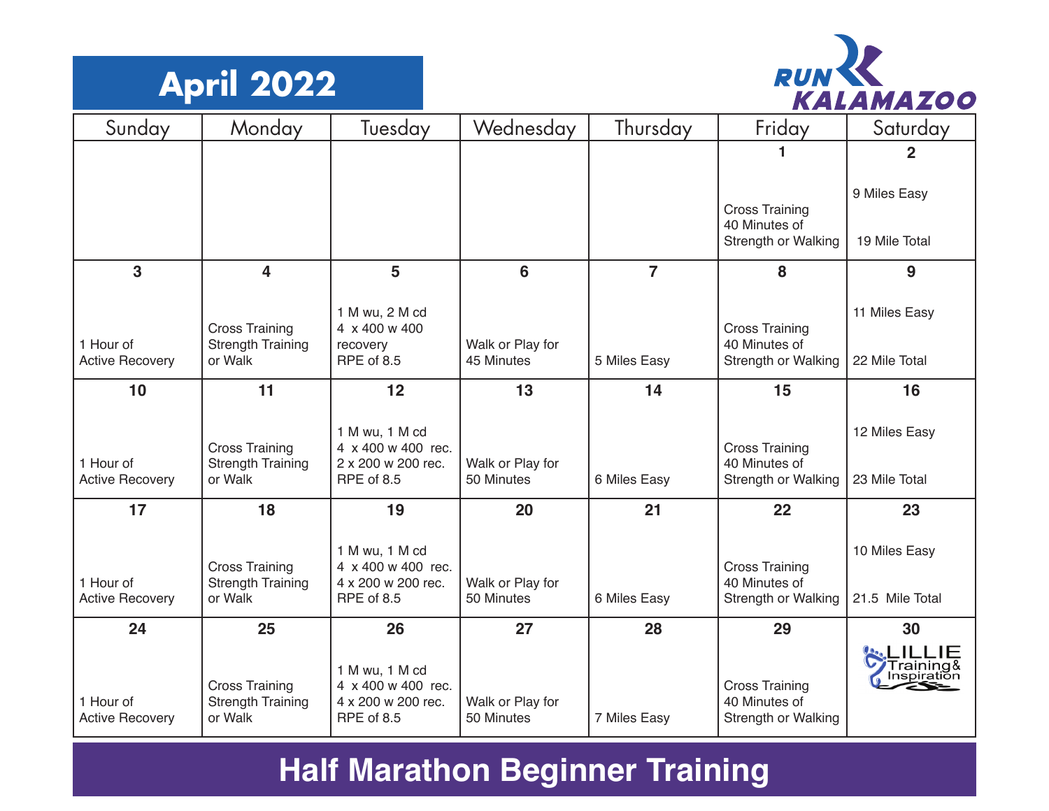# April 2022

RUN KALAMAZOO

| Sunday | Monday | Tuesday | Wednesday | Thursday | Friday | Saturday |
|---|---|---|---|---|---|---|
| | | | | | **1**<br>Cross Training 40 Minutes of Strength or Walking | **2**<br>9 Miles Easy<br>19 Mile Total |
| **3**<br>1 Hour of Active Recovery | **4**<br>Cross Training Strength Training or Walk | **5**<br>1 M wu, 2 M cd<br>4 x 400 w 400 recovery<br>RPE of 8.5 | **6**<br>Walk or Play for 45 Minutes | **7**<br>5 Miles Easy | **8**<br>Cross Training 40 Minutes of Strength or Walking | **9**<br>11 Miles Easy<br>22 Mile Total |
| **10**<br>1 Hour of Active Recovery | **11**<br>Cross Training Strength Training or Walk | **12**<br>1 M wu, 1 M cd<br>4 x 400 w 400 rec.<br>2 x 200 w 200 rec.<br>RPE of 8.5 | **13**<br>Walk or Play for 50 Minutes | **14**<br>6 Miles Easy | **15**<br>Cross Training 40 Minutes of Strength or Walking | **16**<br>12 Miles Easy<br>23 Mile Total |
| **17**<br>1 Hour of Active Recovery | **18**<br>Cross Training Strength Training or Walk | **19**<br>1 M wu, 1 M cd<br>4 x 400 w 400 rec.<br>4 x 200 w 200 rec.<br>RPE of 8.5 | **20**<br>Walk or Play for 50 Minutes | **21**<br>6 Miles Easy | **22**<br>Cross Training 40 Minutes of Strength or Walking | **23**<br>10 Miles Easy<br>21.5 Mile Total |
| **24**<br>1 Hour of Active Recovery | **25**<br>Cross Training Strength Training or Walk | **26**<br>1 M wu, 1 M cd<br>4 x 400 w 400 rec.<br>4 x 200 w 200 rec.<br>RPE of 8.5 | **27**<br>Walk or Play for 50 Minutes | **28**<br>7 Miles Easy | **29**<br>Cross Training 40 Minutes of Strength or Walking | **30**<br>LILLIE Training & Inspiration |

**Half Marathon Beginner Training**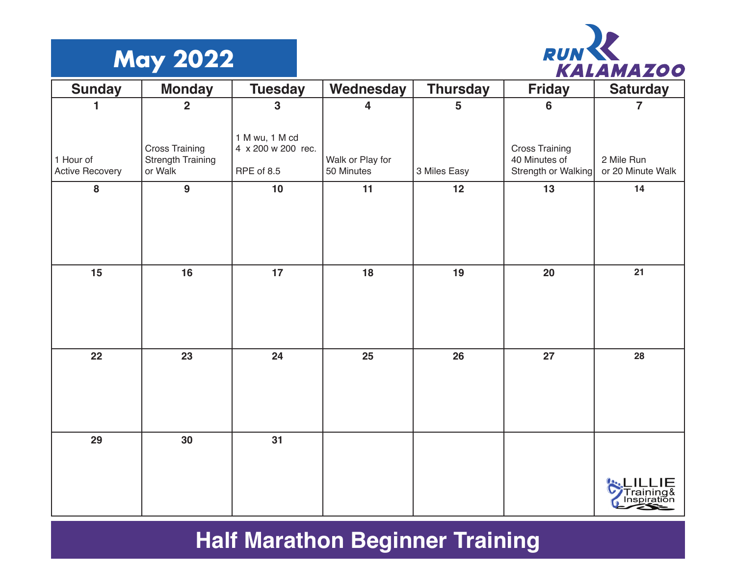# May 2022

RUN KALAMAZOO

| Sunday | Monday | Tuesday | Wednesday | Thursday | Friday | Saturday |
|---|---|---|---|---|---|---|
| 1<br>1 Hour of Active Recovery | 2<br>Cross Training Strength Training or Walk | 3<br>1 M wu, 1 M cd<br>4 x 200 w 200 rec.<br>RPE of 8.5 | 4<br>Walk or Play for 50 Minutes | 5<br>3 Miles Easy | 6<br>Cross Training 40 Minutes of Strength or Walking | 7<br>2 Mile Run or 20 Minute Walk |
| 8 | 9 | 10 | 11 | 12 | 13 | 14 |
| 15 | 16 | 17 | 18 | 19 | 20 | 21 |
| 22 | 23 | 24 | 25 | 26 | 27 | 28 |
| 29 | 30 | 31 | | | | LILLIE Training & Inspiration |

## Half Marathon Beginner Training